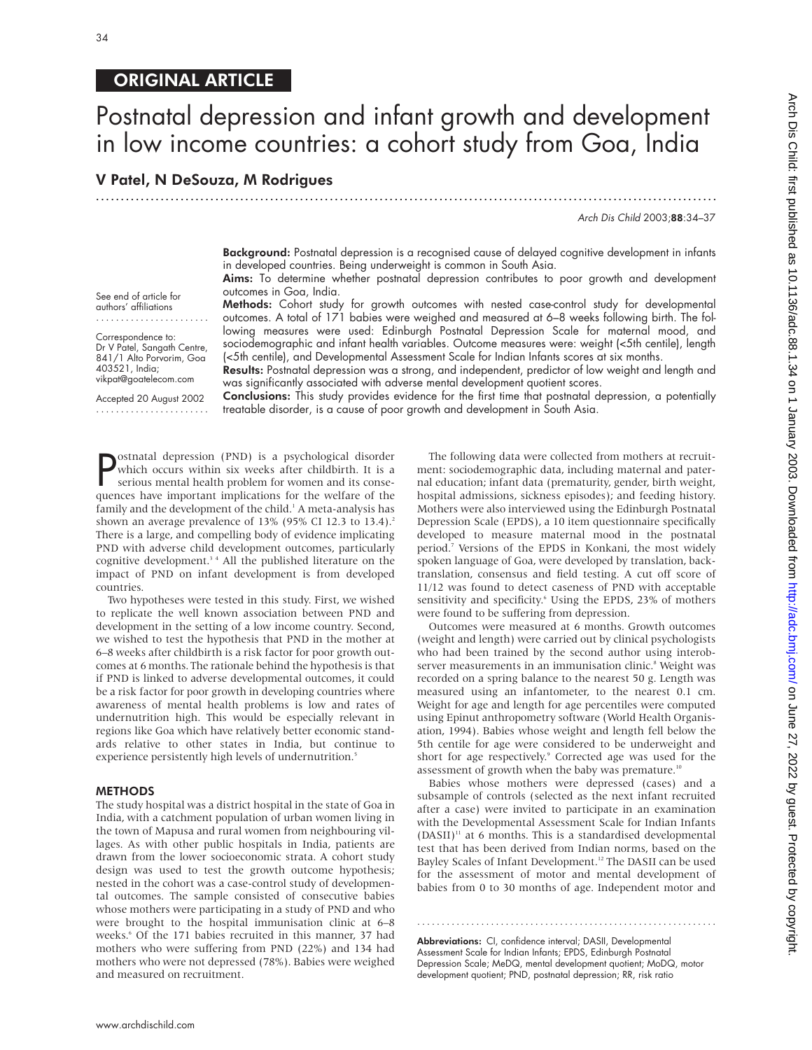ORIGINAL ARTICLE

# Postnatal depression and infant growth and development in low income countries: a cohort study from Goa, India

**V Patel, N DeSouza, M Rodrigues**

See end of article for authors' affiliations

Correspondence to: Dr V Patel, Sangath Centre, 841/1 Alto Porvorim, Goa 403521, India; vikpat@goatelecom.com

Accepted 20 August 2002

**Background:** Postnatal depression is a recognised cause of delayed cognitive development in infants in developed countries. Being underweight is common in South Asia.

**Aims:** To determine whether postnatal depression contributes to poor growth and development outcomes in Goa, India.

**Methods:** Cohort study for growth outcomes with nested case-control study for developmental outcomes. A total of 171 babies were weighed and measured at 6–8 weeks following birth. The following measures were used: Edinburgh Postnatal Depression Scale for maternal mood, and sociodemographic and infant health variables. Outcome measures were: weight (<5th centile), length (<5th centile), and Developmental Assessment Scale for Indian Infants scores at six months.

**Results:** Postnatal depression was a strong, and independent, predictor of low weight and length and was significantly associated with adverse mental development quotient scores.

**Conclusions:** This study provides evidence for the first time that postnatal depression, a potentially treatable disorder, is a cause of poor growth and development in South Asia.

Postnatal depression (PND) is a psychological disorder which occurs within six weeks after childbirth. It is a serious mental health problem for women and its consequences have important implications for the welfare of the family and the development of the child.[1] A meta-analysis has shown an average prevalence of 13% (95% CI 12.3 to 13.4).[2] There is a large, and compelling body of evidence implicating PND with adverse child development outcomes, particularly cognitive development.[3 4] All the published literature on the impact of PND on infant development is from developed countries.

Two hypotheses were tested in this study. First, we wished to replicate the well known association between PND and development in the setting of a low income country. Second, we wished to test the hypothesis that PND in the mother at 6–8 weeks after childbirth is a risk factor for poor growth outcomes at 6 months. The rationale behind the hypothesis is that if PND is linked to adverse developmental outcomes, it could be a risk factor for poor growth in developing countries where awareness of mental health problems is low and rates of undernutrition high. This would be especially relevant in regions like Goa which have relatively better economic standards relative to other states in India, but continue to experience persistently high levels of undernutrition.[5]

## METHODS

The study hospital was a district hospital in the state of Goa in India, with a catchment population of urban women living in the town of Mapusa and rural women from neighbouring villages. As with other public hospitals in India, patients are drawn from the lower socioeconomic strata. A cohort study design was used to test the growth outcome hypothesis; nested in the cohort was a case-control study of developmental outcomes. The sample consisted of consecutive babies whose mothers were participating in a study of PND and who were brought to the hospital immunisation clinic at 6–8 weeks.[6] Of the 171 babies recruited in this manner, 37 had mothers who were suffering from PND (22%) and 134 had mothers who were not depressed (78%). Babies were weighed and measured on recruitment.

The following data were collected from mothers at recruitment: sociodemographic data, including maternal and paternal education; infant data (prematurity, gender, birth weight, hospital admissions, sickness episodes); and feeding history. Mothers were also interviewed using the Edinburgh Postnatal Depression Scale (EPDS), a 10 item questionnaire specifically developed to measure maternal mood in the postnatal period.[7] Versions of the EPDS in Konkani, the most widely spoken language of Goa, were developed by translation, back-translation, consensus and field testing. A cut off score of 11/12 was found to detect caseness of PND with acceptable sensitivity and specificity.[6] Using the EPDS, 23% of mothers were found to be suffering from depression.

Outcomes were measured at 6 months. Growth outcomes (weight and length) were carried out by clinical psychologists who had been trained by the second author using interobserver measurements in an immunisation clinic.[8] Weight was recorded on a spring balance to the nearest 50 g. Length was measured using an infantometer, to the nearest 0.1 cm. Weight for age and length for age percentiles were computed using Epinut anthropometry software (World Health Organisation, 1994). Babies whose weight and length fell below the 5th centile for age were considered to be underweight and short for age respectively.[9] Corrected age was used for the assessment of growth when the baby was premature.[10]

Babies whose mothers were depressed (cases) and a subsample of controls (selected as the next infant recruited after a case) were invited to participate in an examination with the Developmental Assessment Scale for Indian Infants (DASII)[11] at 6 months. This is a standardised developmental test that has been derived from Indian norms, based on the Bayley Scales of Infant Development.[12] The DASII can be used for the assessment of motor and mental development of babies from 0 to 30 months of age. Independent motor and

**Abbreviations:** CI, confidence interval; DASII, Developmental Assessment Scale for Indian Infants; EPDS, Edinburgh Postnatal Depression Scale; MeDQ, mental development quotient; MoDQ, motor development quotient; PND, postnatal depression; RR, risk ratio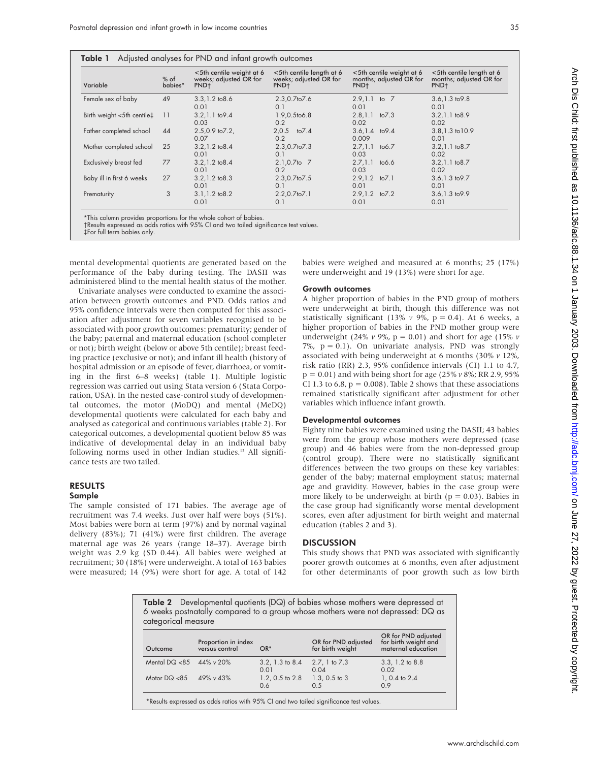**Table 1** Adjusted analyses for PND and infant growth outcomes

| Variable | % of babies* | <5th centile weight at 6 weeks; adjusted OR for PND† | <5th centile length at 6 weeks; adjusted OR for PND† | <5th centile weight at 6 months; adjusted OR for PND† | <5th centile length at 6 months; adjusted OR for PND† |
|---|---|---|---|---|---|
| Female sex of baby | 49 | 3.3,1.2 to8.6<br>0.01 | 2.3,0.7to7.6<br>0.1 | 2.9,1.1 to 7<br>0.01 | 3.6,1.3 to9.8<br>0.01 |
| Birth weight <5th centile‡ | 11 | 3.2,1.1 to9.4<br>0.03 | 1.9,0.5to6.8<br>0.2 | 2.8,1.1 to7.3<br>0.02 | 3.2,1.1 to8.9<br>0.02 |
| Father completed school | 44 | 2.5,0.9 to7.2,<br>0.07 | 2,0.5 to7.4<br>0.2 | 3.6,1.4 to9.4<br>0.009 | 3.8,1.3 to10.9<br>0.01 |
| Mother completed school | 25 | 3.2,1.2 to8.4<br>0.01 | 2.3,0.7to7.3<br>0.1 | 2.7,1.1 to6.7<br>0.03 | 3.2,1.1 to8.7<br>0.02 |
| Exclusively breast fed | 77 | 3.2,1.2 to8.4<br>0.01 | 2.1,0.7to 7<br>0.2 | 2.7,1.1 to6.6<br>0.03 | 3.2,1.1 to8.7<br>0.02 |
| Baby ill in first 6 weeks | 27 | 3.2,1.2 to8.3<br>0.01 | 2.3,0.7to7.5<br>0.1 | 2.9,1.2 to7.1<br>0.01 | 3.6,1.3 to9.7<br>0.01 |
| Prematurity | 3 | 3.1,1.2 to8.2<br>0.01 | 2.2,0.7to7.1<br>0.1 | 2.9,1.2 to7.2<br>0.01 | 3.6,1.3 to9.9<br>0.01 |

*This column provides proportions for the whole cohort of babies.
†Results expressed as odds ratios with 95% CI and two tailed significance test values.
‡For full term babies only.

mental developmental quotients are generated based on the performance of the baby during testing. The DASII was administered blind to the mental health status of the mother.

Univariate analyses were conducted to examine the association between growth outcomes and PND. Odds ratios and 95% confidence intervals were then computed for this association after adjustment for seven variables recognised to be associated with poor growth outcomes: prematurity; gender of the baby; paternal and maternal education (school completer or not); birth weight (below or above 5th centile); breast feeding practice (exclusive or not); and infant ill health (history of hospital admission or an episode of fever, diarrhoea, or vomiting in the first 6–8 weeks) (table 1). Multiple logistic regression was carried out using Stata version 6 (Stata Corporation, USA). In the nested case-control study of developmental outcomes, the motor (MoDQ) and mental (MeDQ) developmental quotients were calculated for each baby and analysed as categorical and continuous variables (table 2). For categorical outcomes, a developmental quotient below 85 was indicative of developmental delay in an individual baby following norms used in other Indian studies.[13] All significance tests are two tailed.

## RESULTS

### Sample

The sample consisted of 171 babies. The average age of recruitment was 7.4 weeks. Just over half were boys (51%). Most babies were born at term (97%) and by normal vaginal delivery (83%); 71 (41%) were first children. The average maternal age was 26 years (range 18–37). Average birth weight was 2.9 kg (SD 0.44). All babies were weighed at recruitment; 30 (18%) were underweight. A total of 163 babies were measured; 14 (9%) were short for age. A total of 142 babies were weighed and measured at 6 months; 25 (17%) were underweight and 19 (13%) were short for age.

### Growth outcomes

A higher proportion of babies in the PND group of mothers were underweight at birth, though this difference was not statistically significant (13% *v* 9%, $p = 0.4$). At 6 weeks, a higher proportion of babies in the PND mother group were underweight (24% *v* 9%, $p = 0.01$) and short for age (15% *v* 7%, $p = 0.1$). On univariate analysis, PND was strongly associated with being underweight at 6 months (30% *v* 12%, risk ratio (RR) 2.3, 95% confidence intervals (CI) 1.1 to 4.7, $p = 0.01$) and with being short for age (25% *v* 8%; RR 2.9, 95% CI 1.3 to 6.8, $p = 0.008$). Table 2 shows that these associations remained statistically significant after adjustment for other variables which influence infant growth.

### Developmental outcomes

Eighty nine babies were examined using the DASII; 43 babies were from the group whose mothers were depressed (case group) and 46 babies were from the non-depressed group (control group). There were no statistically significant differences between the two groups on these key variables: gender of the baby; maternal employment status; maternal age and gravidity. However, babies in the case group were more likely to be underweight at birth ($p = 0.03$). Babies in the case group had significantly worse mental development scores, even after adjustment for birth weight and maternal education (tables 2 and 3).

## DISCUSSION

This study shows that PND was associated with significantly poorer growth outcomes at 6 months, even after adjustment for other determinants of poor growth such as low birth

**Table 2** Developmental quotients (DQ) of babies whose mothers were depressed at 6 weeks postnatally compared to a group whose mothers were not depressed: DQ as categorical measure

| Outcome | Proportion in index versus control | OR* | OR for PND adjusted for birth weight | OR for PND adjusted for birth weight and maternal education |
|---|---|---|---|---|
| Mental DQ <85 | 44% *v* 20% | 3.2, 1.3 to 8.4<br>0.01 | 2.7, 1 to 7.3<br>0.04 | 3.3, 1.2 to 8.8<br>0.02 |
| Motor DQ <85 | 49% *v* 43% | 1.2, 0.5 to 2.8<br>0.6 | 1.3, 0.5 to 3<br>0.5 | 1, 0.4 to 2.4<br>0.9 |

*Results expressed as odds ratios with 95% CI and two tailed significance test values.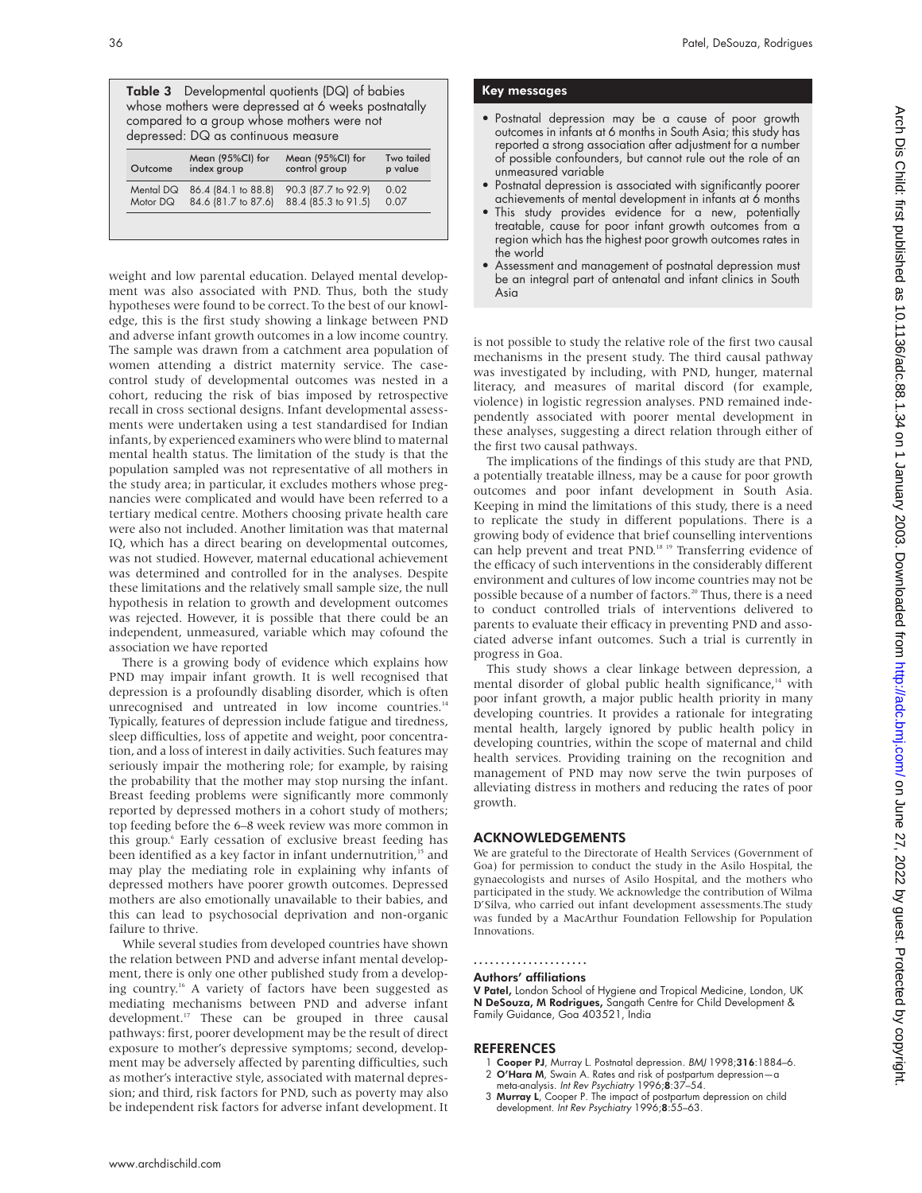**Table 3** Developmental quotients (DQ) of babies whose mothers were depressed at 6 weeks postnatally compared to a group whose mothers were not depressed: DQ as continuous measure

| Outcome | Mean (95%CI) for index group | Mean (95%CI) for control group | Two tailed p value |
|---|---|---|---|
| Mental DQ | 86.4 (84.1 to 88.8) | 90.3 (87.7 to 92.9) | 0.02 |
| Motor DQ | 84.6 (81.7 to 87.6) | 88.4 (85.3 to 91.5) | 0.07 |

weight and low parental education. Delayed mental development was also associated with PND. Thus, both the study hypotheses were found to be correct. To the best of our knowledge, this is the first study showing a linkage between PND and adverse infant growth outcomes in a low income country. The sample was drawn from a catchment area population of women attending a district maternity service. The case-control study of developmental outcomes was nested in a cohort, reducing the risk of bias imposed by retrospective recall in cross sectional designs. Infant developmental assessments were undertaken using a test standardised for Indian infants, by experienced examiners who were blind to maternal mental health status. The limitation of the study is that the population sampled was not representative of all mothers in the study area; in particular, it excludes mothers whose pregnancies were complicated and would have been referred to a tertiary medical centre. Mothers choosing private health care were also not included. Another limitation was that maternal IQ, which has a direct bearing on developmental outcomes, was not studied. However, maternal educational achievement was determined and controlled for in the analyses. Despite these limitations and the relatively small sample size, the null hypothesis in relation to growth and development outcomes was rejected. However, it is possible that there could be an independent, unmeasured, variable which may cofound the association we have reported

There is a growing body of evidence which explains how PND may impair infant growth. It is well recognised that depression is a profoundly disabling disorder, which is often unrecognised and untreated in low income countries.[14] Typically, features of depression include fatigue and tiredness, sleep difficulties, loss of appetite and weight, poor concentration, and a loss of interest in daily activities. Such features may seriously impair the mothering role; for example, by raising the probability that the mother may stop nursing the infant. Breast feeding problems were significantly more commonly reported by depressed mothers in a cohort study of mothers; top feeding before the 6–8 week review was more common in this group.[6] Early cessation of exclusive breast feeding has been identified as a key factor in infant undernutrition,[15] and may play the mediating role in explaining why infants of depressed mothers have poorer growth outcomes. Depressed mothers are also emotionally unavailable to their babies, and this can lead to psychosocial deprivation and non-organic failure to thrive.

While several studies from developed countries have shown the relation between PND and adverse infant mental development, there is only one other published study from a developing country.[16] A variety of factors have been suggested as mediating mechanisms between PND and adverse infant development.[17] These can be grouped in three causal pathways: first, poorer development may be the result of direct exposure to mother's depressive symptoms; second, development may be adversely affected by parenting difficulties, such as mother's interactive style, associated with maternal depression; and third, risk factors for PND, such as poverty may also be independent risk factors for adverse infant development. It is not possible to study the relative role of the first two causal mechanisms in the present study. The third causal pathway was investigated by including, with PND, hunger, maternal literacy, and measures of marital discord (for example, violence) in logistic regression analyses. PND remained independently associated with poorer mental development in these analyses, suggesting a direct relation through either of the first two causal pathways.

The implications of the findings of this study are that PND, a potentially treatable illness, may be a cause for poor growth outcomes and poor infant development in South Asia. Keeping in mind the limitations of this study, there is a need to replicate the study in different populations. There is a growing body of evidence that brief counselling interventions can help prevent and treat PND.[18,19] Transferring evidence of the efficacy of such interventions in the considerably different environment and cultures of low income countries may not be possible because of a number of factors.[20] Thus, there is a need to conduct controlled trials of interventions delivered to parents to evaluate their efficacy in preventing PND and associated adverse infant outcomes. Such a trial is currently in progress in Goa.

This study shows a clear linkage between depression, a mental disorder of global public health significance,[14] with poor infant growth, a major public health priority in many developing countries. It provides a rationale for integrating mental health, largely ignored by public health policy in developing countries, within the scope of maternal and child health services. Providing training on the recognition and management of PND may now serve the twin purposes of alleviating distress in mothers and reducing the rates of poor growth.

### Key messages

- Postnatal depression may be a cause of poor growth outcomes in infants at 6 months in South Asia; this study has reported a strong association after adjustment for a number of possible confounders, but cannot rule out the role of an unmeasured variable
- Postnatal depression is associated with significantly poorer achievements of mental development in infants at 6 months
- This study provides evidence for a new, potentially treatable, cause for poor infant growth outcomes from a region which has the highest poor growth outcomes rates in the world
- Assessment and management of postnatal depression must be an integral part of antenatal and infant clinics in South Asia

## ACKNOWLEDGEMENTS

We are grateful to the Directorate of Health Services (Government of Goa) for permission to conduct the study in the Asilo Hospital, the gynaecologists and nurses of Asilo Hospital, and the mothers who participated in the study. We acknowledge the contribution of Wilma D'Silva, who carried out infant development assessments.The study was funded by a MacArthur Foundation Fellowship for Population Innovations.

### Authors' affiliations

**V Patel,** London School of Hygiene and Tropical Medicine, London, UK
**N DeSouza, M Rodrigues,** Sangath Centre for Child Development & Family Guidance, Goa 403521, India

## REFERENCES

1 **Cooper PJ**, Murray L. Postnatal depression. *BMJ* 1998;**316**:1884–6.
2 **O'Hara M**, Swain A. Rates and risk of postpartum depression—a meta-analysis. *Int Rev Psychiatry* 1996;**8**:37–54.
3 **Murray L**, Cooper P. The impact of postpartum depression on child development. *Int Rev Psychiatry* 1996;**8**:55–63.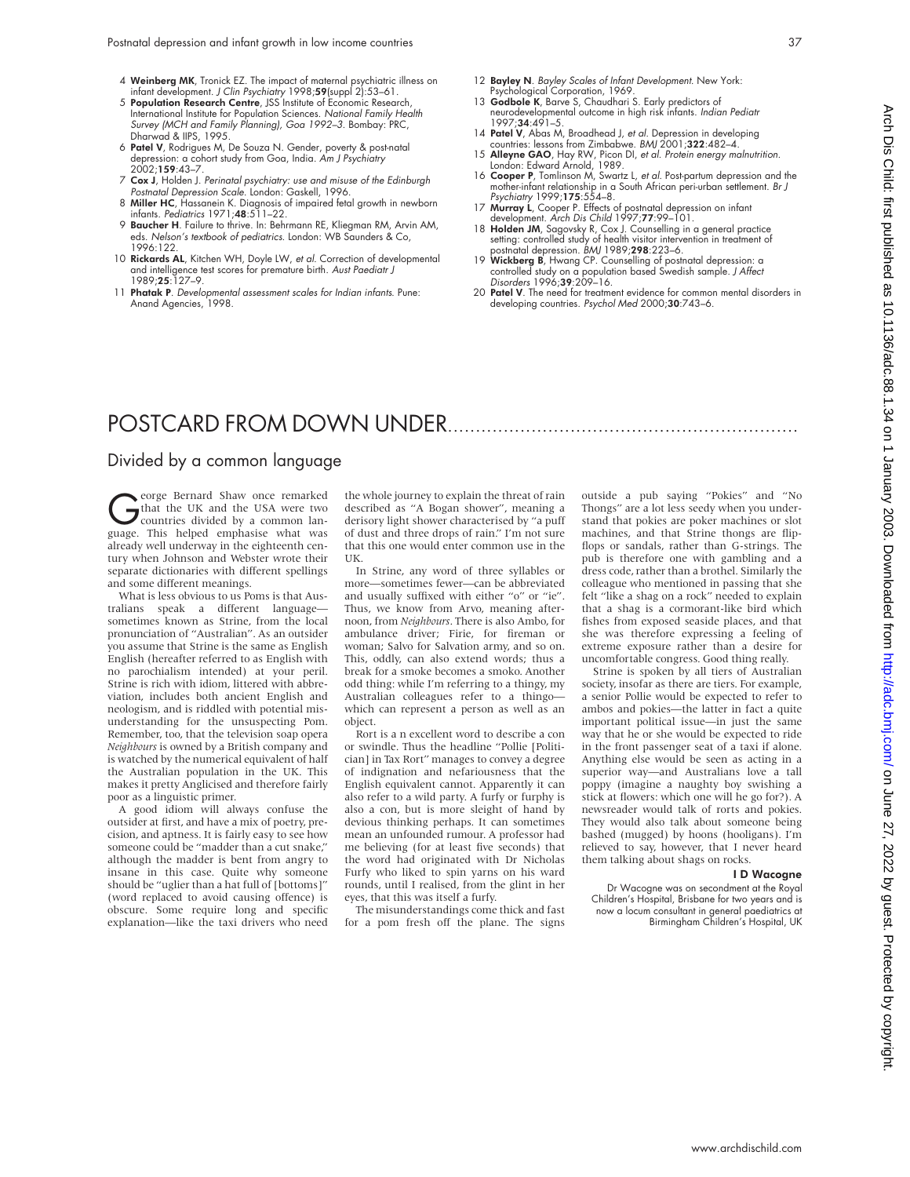4 **Weinberg MK**, Tronick EZ. The impact of maternal psychiatric illness on infant development. *J Clin Psychiatry* 1998;**59**(suppl 2):53–61.
5 **Population Research Centre**, JSS Institute of Economic Research, International Institute for Population Sciences. *National Family Health Survey (MCH and Family Planning), Goa 1992–3*. Bombay: PRC, Dharwad & IIPS, 1995.
6 **Patel V**, Rodrigues M, De Souza N. Gender, poverty & post-natal depression: a cohort study from Goa, India. *Am J Psychiatry* 2002;**159**:43–7.
7 **Cox J**, Holden J. *Perinatal psychiatry: use and misuse of the Edinburgh Postnatal Depression Scale*. London: Gaskell, 1996.
8 **Miller HC**, Hassanein K. Diagnosis of impaired fetal growth in newborn infants. *Pediatrics* 1971;**48**:511–22.
9 **Baucher H**. Failure to thrive. In: Behrmann RE, Kliegman RM, Arvin AM, eds. *Nelson's textbook of pediatrics*. London: WB Saunders & Co, 1996:122.
10 **Rickards AL**, Kitchen WH, Doyle LW, *et al*. Correction of developmental and intelligence test scores for premature birth. *Aust Paediatr J* 1989;**25**:127–9.
11 **Phatak P**. *Developmental assessment scales for Indian infants*. Pune: Anand Agencies, 1998.
12 **Bayley N**. *Bayley Scales of Infant Development*. New York: Psychological Corporation, 1969.
13 **Godbole K**, Barve S, Chaudhari S. Early predictors of neurodevelopmental outcome in high risk infants. *Indian Pediatr* 1997;**34**:491–5.
14 **Patel V**, Abas M, Broadhead J, *et al*. Depression in developing countries: lessons from Zimbabwe. *BMJ* 2001;**322**:482–4.
15 **Alleyne GAO**, Hay RW, Picon DI, *et al*. *Protein energy malnutrition*. London: Edward Arnold, 1989.
16 **Cooper P**, Tomlinson M, Swartz L, *et al*. Post-partum depression and the mother-infant relationship in a South African peri-urban settlement. *Br J Psychiatry* 1999;**175**:554–8.
17 **Murray L**, Cooper P. Effects of postnatal depression on infant development. *Arch Dis Child* 1997;**77**:99–101.
18 **Holden JM**, Sagovsky R, Cox J. Counselling in a general practice setting: controlled study of health visitor intervention in treatment of postnatal depression. *BMJ* 1989;**298**:223–6.
19 **Wickberg B**, Hwang CP. Counselling of postnatal depression: a controlled study on a population based Swedish sample. *J Affect Disorders* 1996;**39**:209–16.
20 **Patel V**. The need for treatment evidence for common mental disorders in developing countries. *Psychol Med* 2000;**30**:743–6.

# POSTCARD FROM DOWN UNDER

## Divided by a common language

George Bernard Shaw once remarked that the UK and the USA were two countries divided by a common language. This helped emphasise what was already well underway in the eighteenth century when Johnson and Webster wrote their separate dictionaries with different spellings and some different meanings.

What is less obvious to us Poms is that Australians speak a different language—sometimes known as Strine, from the local pronunciation of "Australian". As an outsider you assume that Strine is the same as English English (hereafter referred to as English with no parochialism intended) at your peril. Strine is rich with idiom, littered with abbreviation, includes both ancient English and neologism, and is riddled with potential misunderstanding for the unsuspecting Pom. Remember, too, that the television soap opera *Neighbours* is owned by a British company and is watched by the numerical equivalent of half the Australian population in the UK. This makes it pretty Anglicised and therefore fairly poor as a linguistic primer.

A good idiom will always confuse the outsider at first, and have a mix of poetry, precision, and aptness. It is fairly easy to see how someone could be "madder than a cut snake," although the madder is bent from angry to insane in this case. Quite why someone should be "uglier than a hat full of [bottoms]" (word replaced to avoid causing offence) is obscure. Some require long and specific explanation—like the taxi drivers who need the whole journey to explain the threat of rain described as "A Bogan shower", meaning a derisory light shower characterised by "a puff of dust and three drops of rain." I'm not sure that this one would enter common use in the UK.

In Strine, any word of three syllables or more—sometimes fewer—can be abbreviated and usually suffixed with either "o" or "ie". Thus, we know from Arvo, meaning afternoon, from *Neighbours*. There is also Ambo, for ambulance driver; Firie, for fireman or woman; Salvo for Salvation army, and so on. This, oddly, can also extend words; thus a break for a smoke becomes a smoko. Another odd thing: while I'm referring to a thingy, my Australian colleagues refer to a thingo—which can represent a person as well as an object.

Rort is a n excellent word to describe a con or swindle. Thus the headline "Pollie [Politician] in Tax Rort" manages to convey a degree of indignation and nefariousness that the English equivalent cannot. Apparently it can also refer to a wild party. A furfy or furphy is also a con, but is more sleight of hand by devious thinking perhaps. It can sometimes mean an unfounded rumour. A professor had me believing (for at least five seconds) that the word had originated with Dr Nicholas Furfy who liked to spin yarns on his ward rounds, until I realised, from the glint in her eyes, that this was itself a furfy.

The misunderstandings come thick and fast for a pom fresh off the plane. The signs outside a pub saying "Pokies" and "No Thongs" are a lot less seedy when you understand that pokies are poker machines or slot machines, and that Strine thongs are flip-flops or sandals, rather than G-strings. The pub is therefore one with gambling and a dress code, rather than a brothel. Similarly the colleague who mentioned in passing that she felt "like a shag on a rock" needed to explain that a shag is a cormorant-like bird which fishes from exposed seaside places, and that she was therefore expressing a feeling of extreme exposure rather than a desire for uncomfortable congress. Good thing really.

Strine is spoken by all tiers of Australian society, insofar as there are tiers. For example, a senior Pollie would be expected to refer to ambos and pokies—the latter in fact a quite important political issue—in just the same way that he or she would be expected to ride in the front passenger seat of a taxi if alone. Anything else would be seen as acting in a superior way—and Australians love a tall poppy (imagine a naughty boy swishing a stick at flowers: which one will he go for?). A newsreader would talk of rorts and pokies. They would also talk about someone being bashed (mugged) by hoons (hooligans). I'm relieved to say, however, that I never heard them talking about shags on rocks.

**I D Wacogne**

Dr Wacogne was on secondment at the Royal Children's Hospital, Brisbane for two years and is now a locum consultant in general paediatrics at Birmingham Children's Hospital, UK